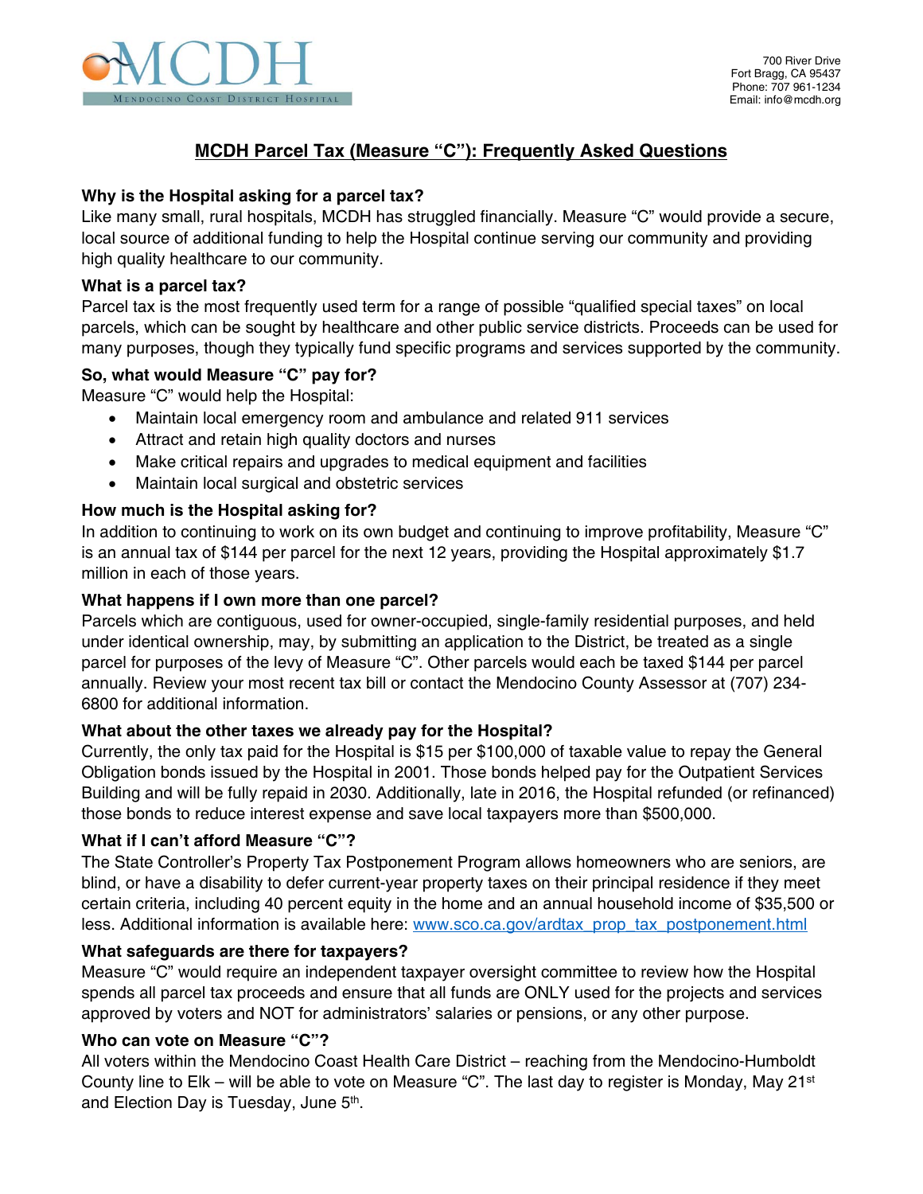MCDH

MENDOCINO COAST DISTRICT HOSPITAL

700 River Drive
Fort Bragg, CA 95437
Phone: 707 961-1234
Email: info@mcdh.org

# MCDH Parcel Tax (Measure "C"): Frequently Asked Questions

**Why is the Hospital asking for a parcel tax?**

Like many small, rural hospitals, MCDH has struggled financially. Measure "C" would provide a secure, local source of additional funding to help the Hospital continue serving our community and providing high quality healthcare to our community.

**What is a parcel tax?**

Parcel tax is the most frequently used term for a range of possible "qualified special taxes" on local parcels, which can be sought by healthcare and other public service districts. Proceeds can be used for many purposes, though they typically fund specific programs and services supported by the community.

**So, what would Measure "C" pay for?**

Measure "C" would help the Hospital:

- Maintain local emergency room and ambulance and related 911 services
- Attract and retain high quality doctors and nurses
- Make critical repairs and upgrades to medical equipment and facilities
- Maintain local surgical and obstetric services

**How much is the Hospital asking for?**

In addition to continuing to work on its own budget and continuing to improve profitability, Measure "C" is an annual tax of $144 per parcel for the next 12 years, providing the Hospital approximately $1.7 million in each of those years.

**What happens if I own more than one parcel?**

Parcels which are contiguous, used for owner-occupied, single-family residential purposes, and held under identical ownership, may, by submitting an application to the District, be treated as a single parcel for purposes of the levy of Measure "C". Other parcels would each be taxed $144 per parcel annually. Review your most recent tax bill or contact the Mendocino County Assessor at (707) 234-6800 for additional information.

**What about the other taxes we already pay for the Hospital?**

Currently, the only tax paid for the Hospital is $15 per $100,000 of taxable value to repay the General Obligation bonds issued by the Hospital in 2001. Those bonds helped pay for the Outpatient Services Building and will be fully repaid in 2030. Additionally, late in 2016, the Hospital refunded (or refinanced) those bonds to reduce interest expense and save local taxpayers more than $500,000.

**What if I can't afford Measure "C"?**

The State Controller's Property Tax Postponement Program allows homeowners who are seniors, are blind, or have a disability to defer current-year property taxes on their principal residence if they meet certain criteria, including 40 percent equity in the home and an annual household income of $35,500 or less. Additional information is available here: [www.sco.ca.gov/ardtax_prop_tax_postponement.html](www.sco.ca.gov/ardtax_prop_tax_postponement.html)

**What safeguards are there for taxpayers?**

Measure "C" would require an independent taxpayer oversight committee to review how the Hospital spends all parcel tax proceeds and ensure that all funds are ONLY used for the projects and services approved by voters and NOT for administrators' salaries or pensions, or any other purpose.

**Who can vote on Measure "C"?**

All voters within the Mendocino Coast Health Care District – reaching from the Mendocino-Humboldt County line to Elk – will be able to vote on Measure "C". The last day to register is Monday, May 21st and Election Day is Tuesday, June 5th.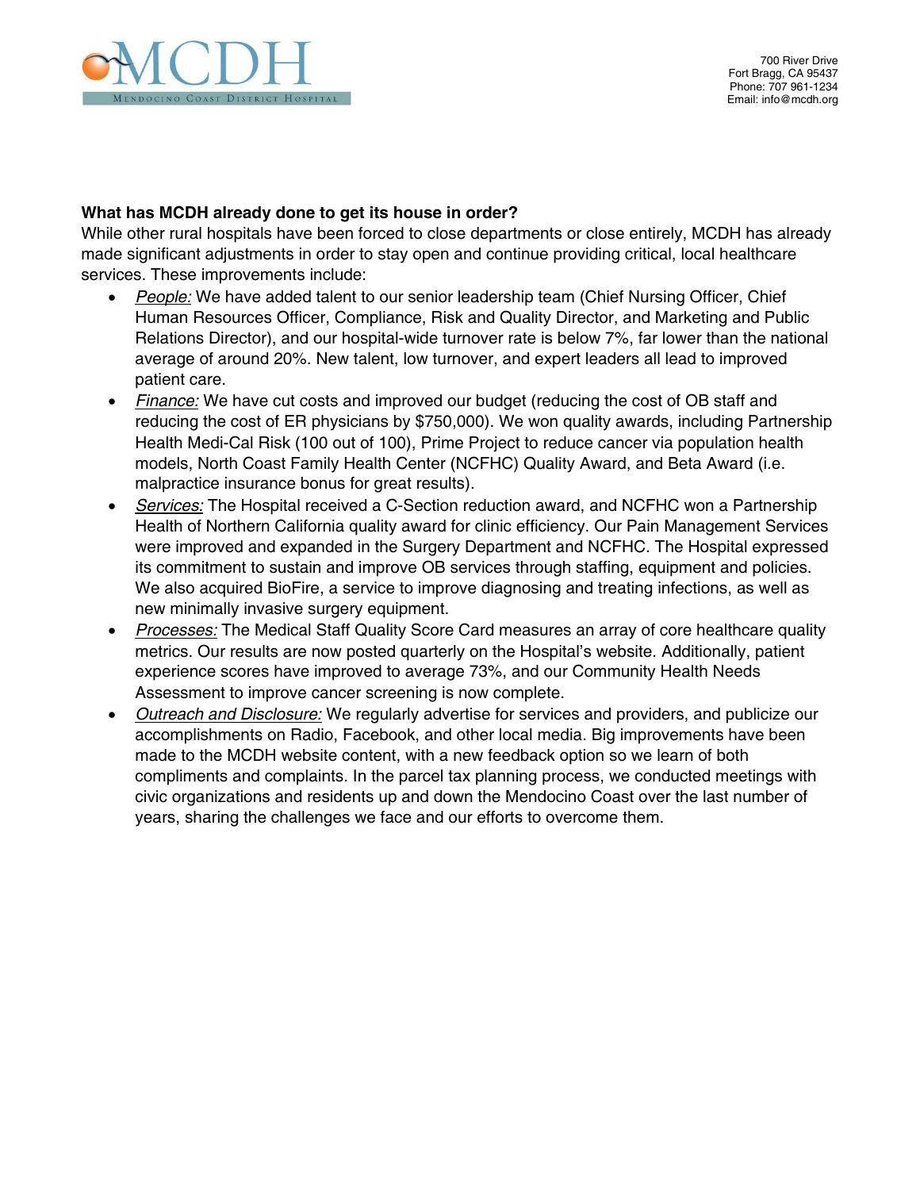MCDH
Mendocino Coast District Hospital

700 River Drive
Fort Bragg, CA 95437
Phone: 707 961-1234
Email: info@mcdh.org

**What has MCDH already done to get its house in order?**

While other rural hospitals have been forced to close departments or close entirely, MCDH has already made significant adjustments in order to stay open and continue providing critical, local healthcare services. These improvements include:

- *People:* We have added talent to our senior leadership team (Chief Nursing Officer, Chief Human Resources Officer, Compliance, Risk and Quality Director, and Marketing and Public Relations Director), and our hospital-wide turnover rate is below 7%, far lower than the national average of around 20%. New talent, low turnover, and expert leaders all lead to improved patient care.
- *Finance:* We have cut costs and improved our budget (reducing the cost of OB staff and reducing the cost of ER physicians by $750,000). We won quality awards, including Partnership Health Medi-Cal Risk (100 out of 100), Prime Project to reduce cancer via population health models, North Coast Family Health Center (NCFHC) Quality Award, and Beta Award (i.e. malpractice insurance bonus for great results).
- *Services:* The Hospital received a C-Section reduction award, and NCFHC won a Partnership Health of Northern California quality award for clinic efficiency. Our Pain Management Services were improved and expanded in the Surgery Department and NCFHC. The Hospital expressed its commitment to sustain and improve OB services through staffing, equipment and policies. We also acquired BioFire, a service to improve diagnosing and treating infections, as well as new minimally invasive surgery equipment.
- *Processes:* The Medical Staff Quality Score Card measures an array of core healthcare quality metrics. Our results are now posted quarterly on the Hospital's website. Additionally, patient experience scores have improved to average 73%, and our Community Health Needs Assessment to improve cancer screening is now complete.
- *Outreach and Disclosure:* We regularly advertise for services and providers, and publicize our accomplishments on Radio, Facebook, and other local media. Big improvements have been made to the MCDH website content, with a new feedback option so we learn of both compliments and complaints. In the parcel tax planning process, we conducted meetings with civic organizations and residents up and down the Mendocino Coast over the last number of years, sharing the challenges we face and our efforts to overcome them.